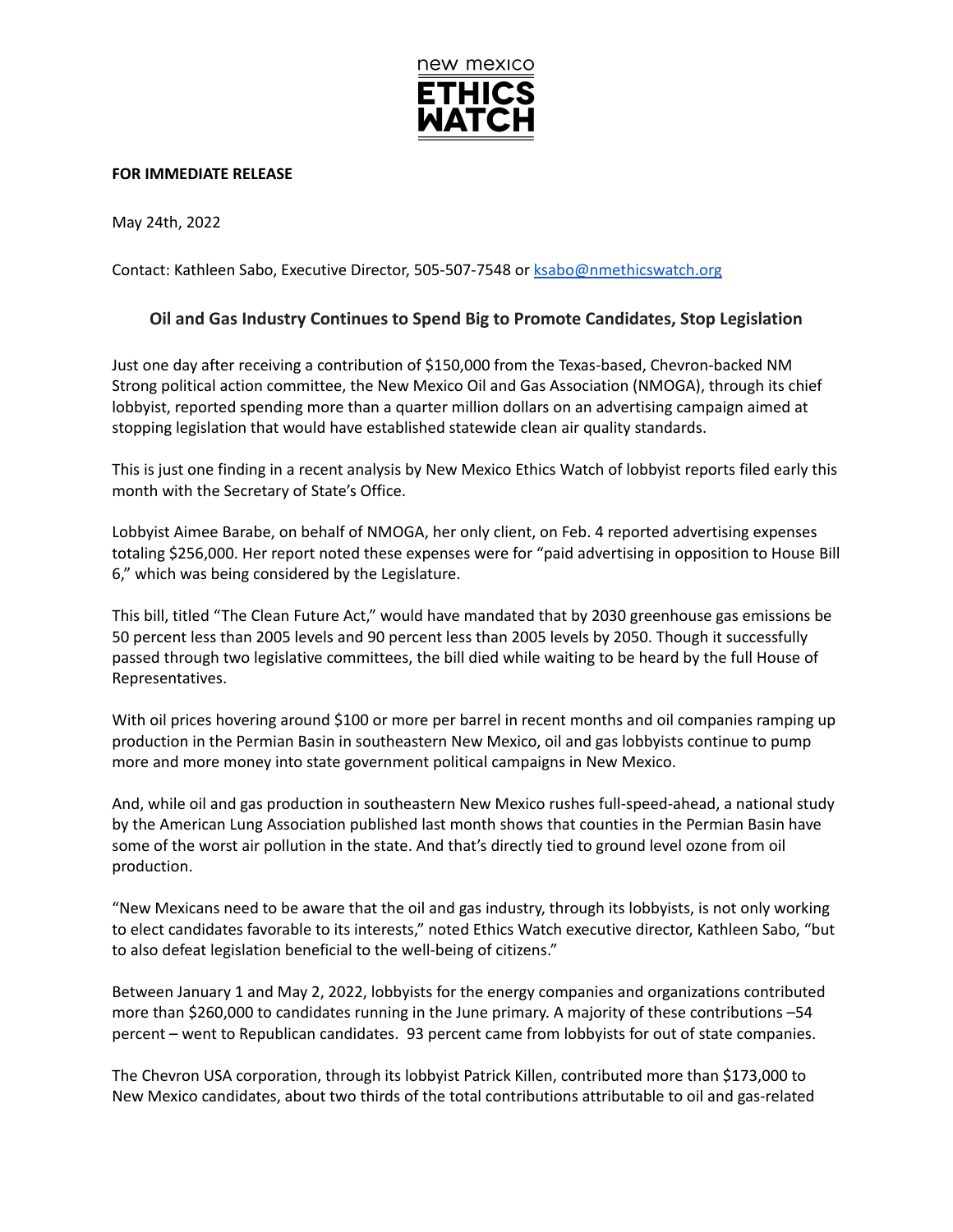new mexico
**ETHICS WATCH**

**FOR IMMEDIATE RELEASE**

May 24th, 2022

Contact: Kathleen Sabo, Executive Director, 505-507-7548 or [ksabo@nmethicswatch.org](mailto:ksabo@nmethicswatch.org)

## Oil and Gas Industry Continues to Spend Big to Promote Candidates, Stop Legislation

Just one day after receiving a contribution of $150,000 from the Texas-based, Chevron-backed NM Strong political action committee, the New Mexico Oil and Gas Association (NMOGA), through its chief lobbyist, reported spending more than a quarter million dollars on an advertising campaign aimed at stopping legislation that would have established statewide clean air quality standards.

This is just one finding in a recent analysis by New Mexico Ethics Watch of lobbyist reports filed early this month with the Secretary of State's Office.

Lobbyist Aimee Barabe, on behalf of NMOGA, her only client, on Feb. 4 reported advertising expenses totaling $256,000. Her report noted these expenses were for "paid advertising in opposition to House Bill 6," which was being considered by the Legislature.

This bill, titled "The Clean Future Act," would have mandated that by 2030 greenhouse gas emissions be 50 percent less than 2005 levels and 90 percent less than 2005 levels by 2050. Though it successfully passed through two legislative committees, the bill died while waiting to be heard by the full House of Representatives.

With oil prices hovering around $100 or more per barrel in recent months and oil companies ramping up production in the Permian Basin in southeastern New Mexico, oil and gas lobbyists continue to pump more and more money into state government political campaigns in New Mexico.

And, while oil and gas production in southeastern New Mexico rushes full-speed-ahead, a national study by the American Lung Association published last month shows that counties in the Permian Basin have some of the worst air pollution in the state. And that's directly tied to ground level ozone from oil production.

"New Mexicans need to be aware that the oil and gas industry, through its lobbyists, is not only working to elect candidates favorable to its interests," noted Ethics Watch executive director, Kathleen Sabo, "but to also defeat legislation beneficial to the well-being of citizens."

Between January 1 and May 2, 2022, lobbyists for the energy companies and organizations contributed more than $260,000 to candidates running in the June primary. A majority of these contributions –54 percent – went to Republican candidates. 93 percent came from lobbyists for out of state companies.

The Chevron USA corporation, through its lobbyist Patrick Killen, contributed more than $173,000 to New Mexico candidates, about two thirds of the total contributions attributable to oil and gas-related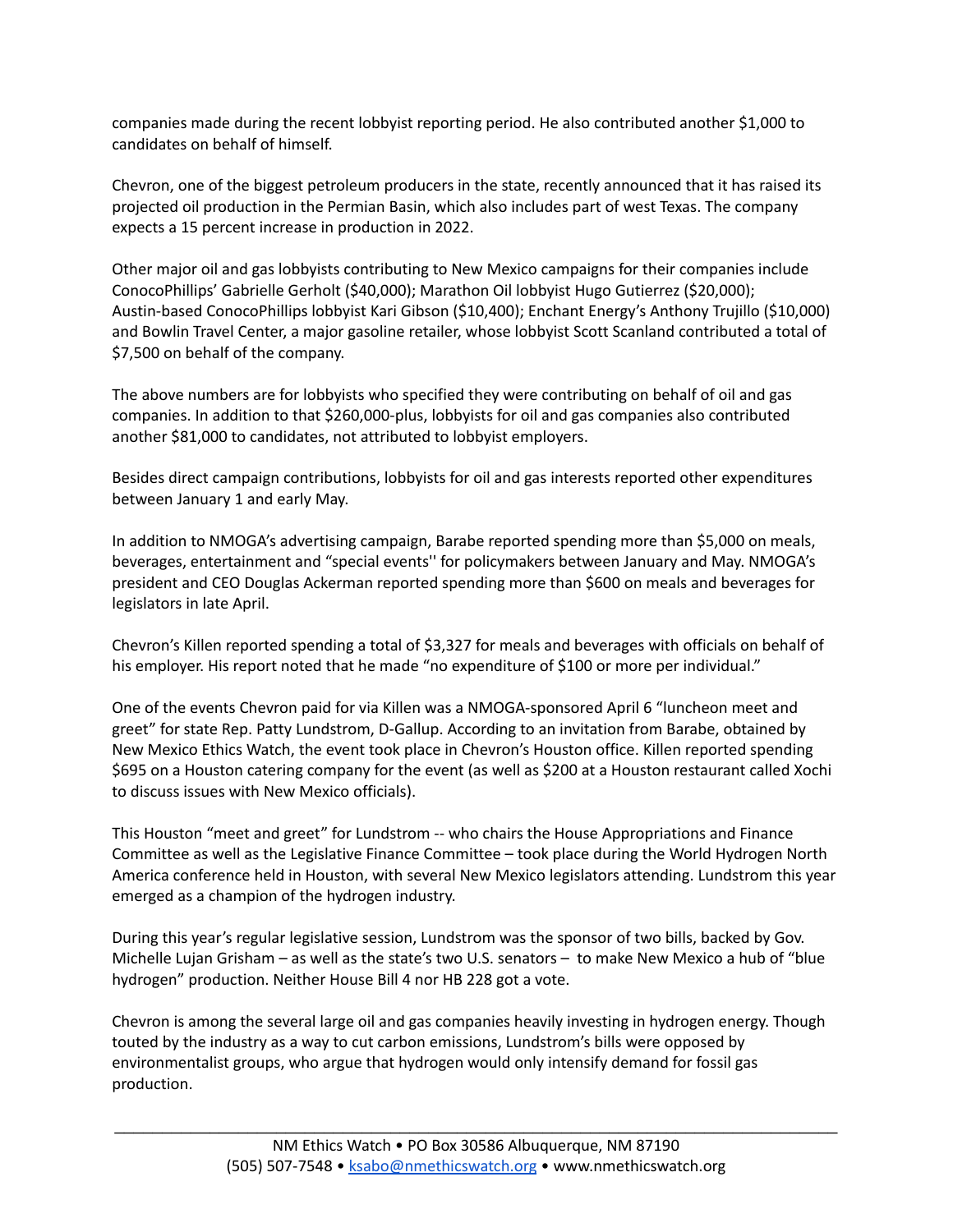companies made during the recent lobbyist reporting period. He also contributed another $1,000 to candidates on behalf of himself.

Chevron, one of the biggest petroleum producers in the state, recently announced that it has raised its projected oil production in the Permian Basin, which also includes part of west Texas. The company expects a 15 percent increase in production in 2022.

Other major oil and gas lobbyists contributing to New Mexico campaigns for their companies include ConocoPhillips' Gabrielle Gerholt ($40,000); Marathon Oil lobbyist Hugo Gutierrez ($20,000); Austin-based ConocoPhillips lobbyist Kari Gibson ($10,400); Enchant Energy's Anthony Trujillo ($10,000) and Bowlin Travel Center, a major gasoline retailer, whose lobbyist Scott Scanland contributed a total of $7,500 on behalf of the company.

The above numbers are for lobbyists who specified they were contributing on behalf of oil and gas companies. In addition to that $260,000-plus, lobbyists for oil and gas companies also contributed another $81,000 to candidates, not attributed to lobbyist employers.

Besides direct campaign contributions, lobbyists for oil and gas interests reported other expenditures between January 1 and early May.

In addition to NMOGA's advertising campaign, Barabe reported spending more than $5,000 on meals, beverages, entertainment and "special events'' for policymakers between January and May. NMOGA's president and CEO Douglas Ackerman reported spending more than $600 on meals and beverages for legislators in late April.

Chevron's Killen reported spending a total of $3,327 for meals and beverages with officials on behalf of his employer. His report noted that he made "no expenditure of $100 or more per individual."

One of the events Chevron paid for via Killen was a NMOGA-sponsored April 6 "luncheon meet and greet" for state Rep. Patty Lundstrom, D-Gallup. According to an invitation from Barabe, obtained by New Mexico Ethics Watch, the event took place in Chevron's Houston office. Killen reported spending $695 on a Houston catering company for the event (as well as $200 at a Houston restaurant called Xochi to discuss issues with New Mexico officials).

This Houston "meet and greet" for Lundstrom -- who chairs the House Appropriations and Finance Committee as well as the Legislative Finance Committee – took place during the World Hydrogen North America conference held in Houston, with several New Mexico legislators attending. Lundstrom this year emerged as a champion of the hydrogen industry.

During this year's regular legislative session, Lundstrom was the sponsor of two bills, backed by Gov. Michelle Lujan Grisham – as well as the state's two U.S. senators – to make New Mexico a hub of "blue hydrogen" production. Neither House Bill 4 nor HB 228 got a vote.

Chevron is among the several large oil and gas companies heavily investing in hydrogen energy. Though touted by the industry as a way to cut carbon emissions, Lundstrom's bills were opposed by environmentalist groups, who argue that hydrogen would only intensify demand for fossil gas production.

NM Ethics Watch • PO Box 30586 Albuquerque, NM 87190
(505) 507-7548 • ksabo@nmethicswatch.org • www.nmethicswatch.org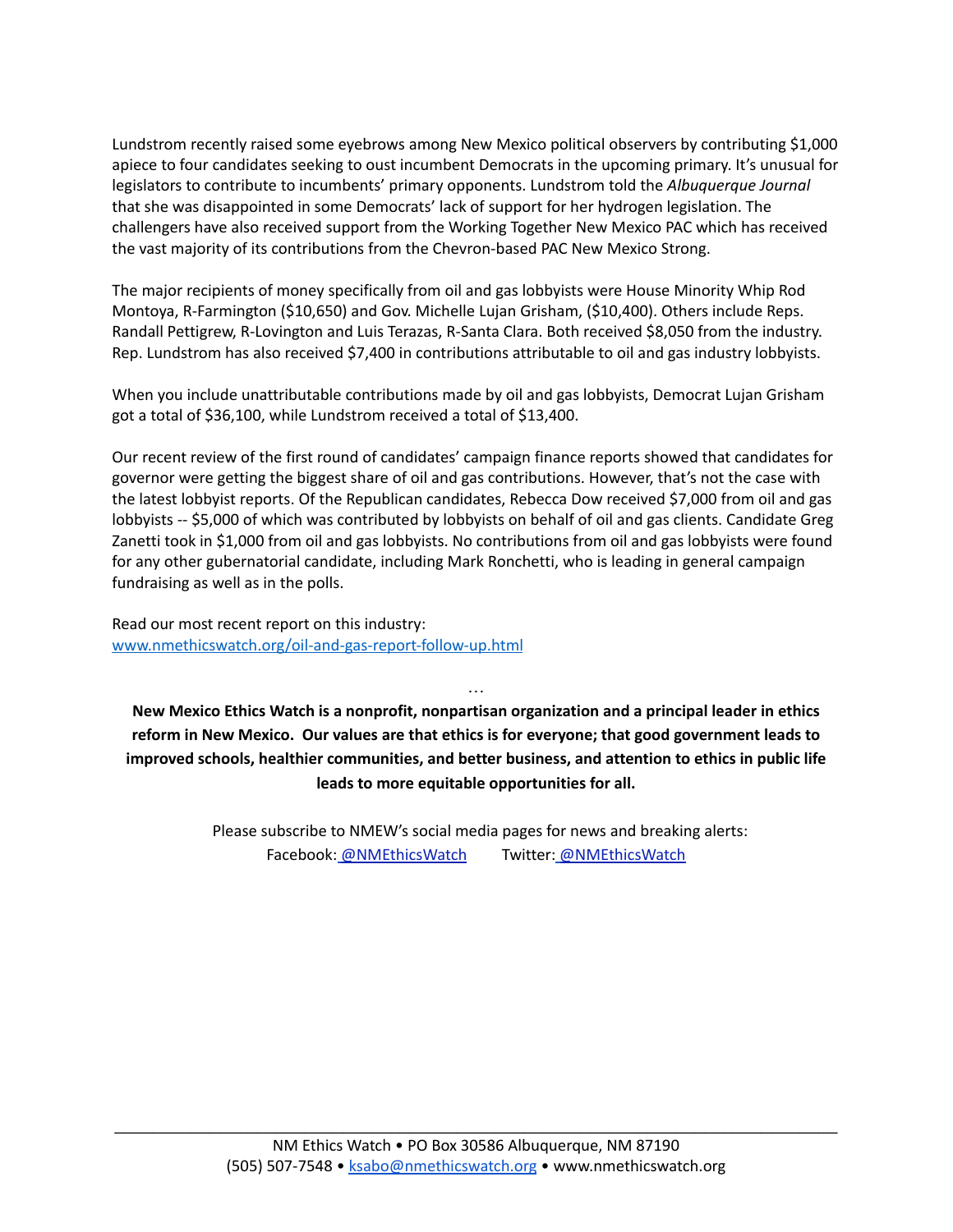Lundstrom recently raised some eyebrows among New Mexico political observers by contributing $1,000 apiece to four candidates seeking to oust incumbent Democrats in the upcoming primary. It's unusual for legislators to contribute to incumbents' primary opponents. Lundstrom told the *Albuquerque Journal* that she was disappointed in some Democrats' lack of support for her hydrogen legislation. The challengers have also received support from the Working Together New Mexico PAC which has received the vast majority of its contributions from the Chevron-based PAC New Mexico Strong.

The major recipients of money specifically from oil and gas lobbyists were House Minority Whip Rod Montoya, R-Farmington ($10,650) and Gov. Michelle Lujan Grisham, ($10,400). Others include Reps. Randall Pettigrew, R-Lovington and Luis Terazas, R-Santa Clara. Both received $8,050 from the industry. Rep. Lundstrom has also received $7,400 in contributions attributable to oil and gas industry lobbyists.

When you include unattributable contributions made by oil and gas lobbyists, Democrat Lujan Grisham got a total of $36,100, while Lundstrom received a total of $13,400.

Our recent review of the first round of candidates' campaign finance reports showed that candidates for governor were getting the biggest share of oil and gas contributions. However, that's not the case with the latest lobbyist reports. Of the Republican candidates, Rebecca Dow received $7,000 from oil and gas lobbyists -- $5,000 of which was contributed by lobbyists on behalf of oil and gas clients. Candidate Greg Zanetti took in $1,000 from oil and gas lobbyists. No contributions from oil and gas lobbyists were found for any other gubernatorial candidate, including Mark Ronchetti, who is leading in general campaign fundraising as well as in the polls.

Read our most recent report on this industry:
www.nmethicswatch.org/oil-and-gas-report-follow-up.html

…

**New Mexico Ethics Watch is a nonprofit, nonpartisan organization and a principal leader in ethics reform in New Mexico. Our values are that ethics is for everyone; that good government leads to improved schools, healthier communities, and better business, and attention to ethics in public life leads to more equitable opportunities for all.**

Please subscribe to NMEW's social media pages for news and breaking alerts:
Facebook: @NMEthicsWatch Twitter: @NMEthicsWatch

NM Ethics Watch • PO Box 30586 Albuquerque, NM 87190
(505) 507-7548 • ksabo@nmethicswatch.org • www.nmethicswatch.org